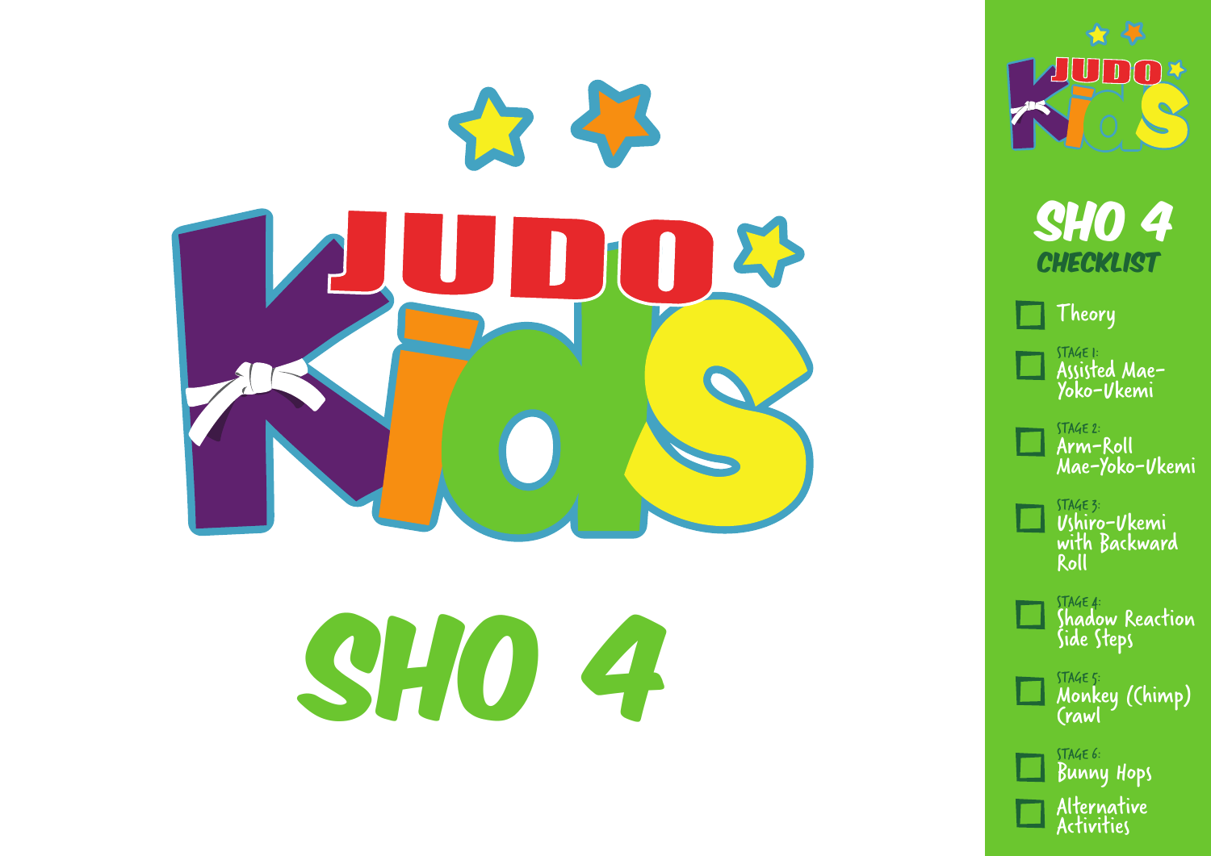# JUDO Kids

# SHO 4

## SHO 4 CHECKLIST

- [ ] Theory
- [ ] STAGE 1: Assisted Mae-Yoko-Ukemi
- [ ] STAGE 2: Arm-Roll Mae-Yoko-Ukemi
- [ ] STAGE 3: Ushiro-Ukemi with Backward Roll
- [ ] STAGE 4: Shadow Reaction Side Steps
- [ ] STAGE 5: Monkey (Chimp) Crawl
- [ ] STAGE 6: Bunny Hops
- [ ] Alternative Activities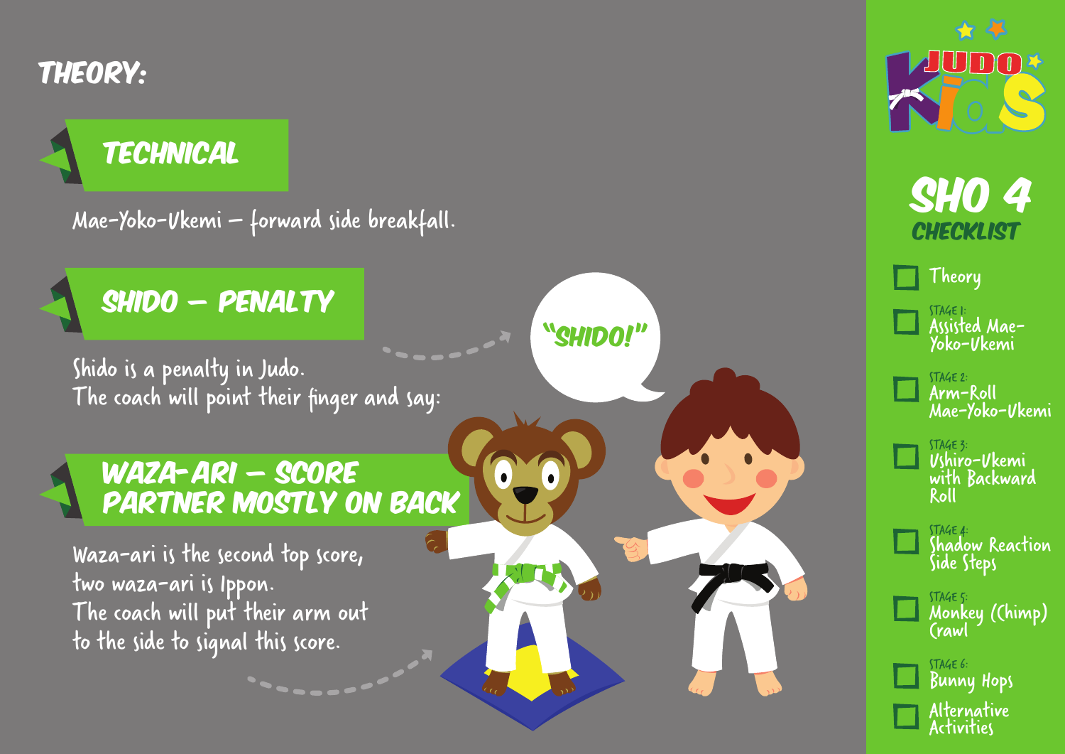# THEORY:

## TECHNICAL

Mae-Yoko-Ukemi – forward side breakfall.

## SHIDO – PENALTY

Shido is a penalty in Judo.
The coach will point their finger and say:

"SHIDO!"

## WAZA-ARI – SCORE PARTNER MOSTLY ON BACK

Waza-ari is the second top score,
two waza-ari is Ippon.
The coach will put their arm out
to the side to signal this score.

## JUDO KIDS

## SHO 4 CHECKLIST

- [ ] Theory
- [ ] STAGE 1: Assisted Mae-Yoko-Ukemi
- [ ] STAGE 2: Arm-Roll Mae-Yoko-Ukemi
- [ ] STAGE 3: Ushiro-Ukemi with Backward Roll
- [ ] STAGE 4: Shadow Reaction Side Steps
- [ ] STAGE 5: Monkey (Chimp) Crawl
- [ ] STAGE 6: Bunny Hops
- [ ] Alternative Activities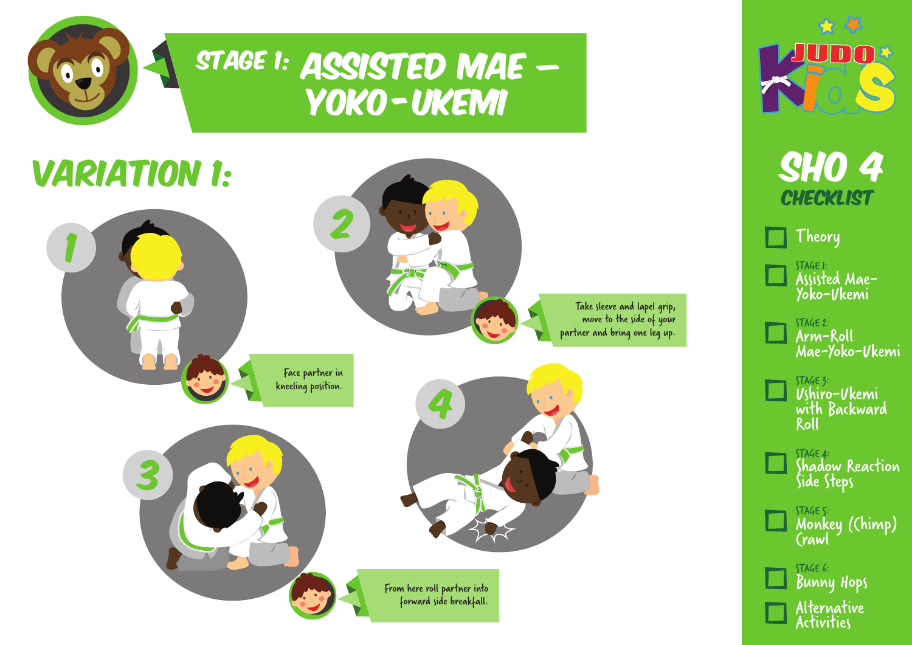# STAGE 1: ASSISTED MAE – YOKO-UKEMI

## VARIATION 1:

1. Face partner in kneeling position.
2. Take sleeve and lapel grip, move to the side of your partner and bring one leg up.
3. From here roll partner into forward side breakfall.
4.

## JUDO Kids

### SHO 4 CHECKLIST

- ☐ Theory
- ☐ STAGE 1: Assisted Mae-Yoko-Ukemi
- ☐ STAGE 2: Arm-Roll Mae-Yoko-Ukemi
- ☐ STAGE 3: Ushiro-Ukemi with Backward Roll
- ☐ STAGE 4: Shadow Reaction Side Steps
- ☐ STAGE 5: Monkey (Chimp) Crawl
- ☐ STAGE 6: Bunny Hops
- ☐ Alternative Activities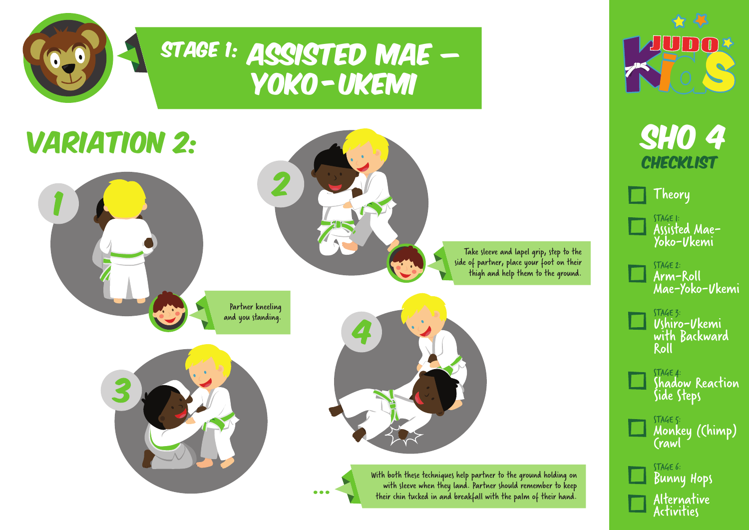# STAGE 1: ASSISTED MAE – YOKO-UKEMI

## VARIATION 2:

1. Partner kneeling and you standing.

2. Take sleeve and lapel grip, step to the side of partner, place your foot on their thigh and help them to the ground.

3.

4.

With both these techniques help partner to the ground holding on with sleeve when they land. Partner should remember to keep their chin tucked in and breakfall with the palm of their hand.

**JUDO Kids**

## SHO 4 CHECKLIST

- Theory
- STAGE 1: Assisted Mae-Yoko-Ukemi
- STAGE 2: Arm-Roll Mae-Yoko-Ukemi
- STAGE 3: Ushiro-Ukemi with Backward Roll
- STAGE 4: Shadow Reaction Side Steps
- STAGE 5: Monkey (Chimp) Crawl
- STAGE 6: Bunny Hops
- Alternative Activities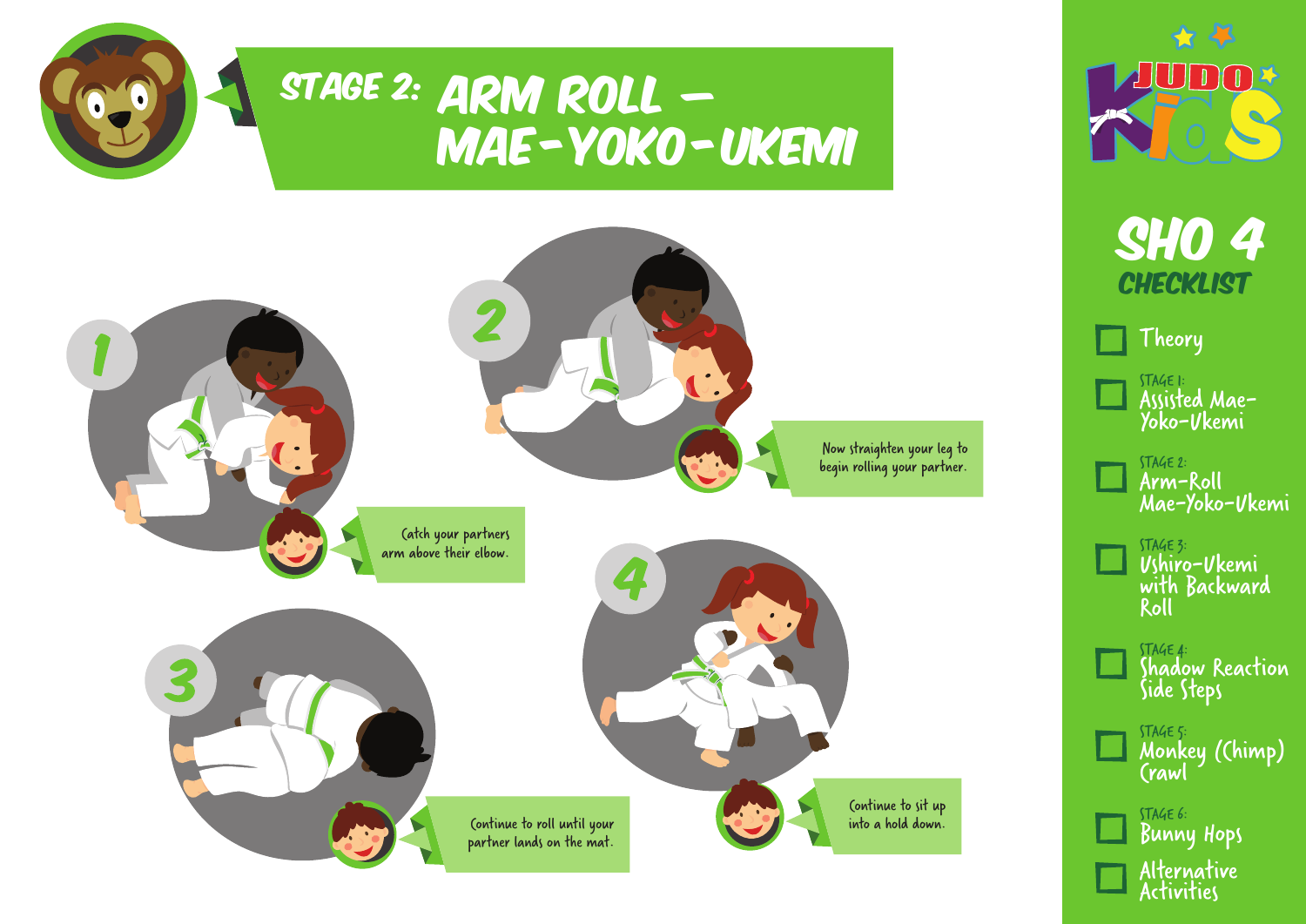# STAGE 2: ARM ROLL – MAE-YOKO-UKEMI

1. Catch your partners arm above their elbow.

2. Now straighten your leg to begin rolling your partner.

3. Continue to roll until your partner lands on the mat.

4. Continue to sit up into a hold down.

## JUDO Kids

## SHO 4 CHECKLIST

- [ ] Theory
- [ ] STAGE 1: Assisted Mae-Yoko-Ukemi
- [ ] STAGE 2: Arm-Roll Mae-Yoko-Ukemi
- [ ] STAGE 3: Ushiro-Ukemi with Backward Roll
- [ ] STAGE 4: Shadow Reaction Side Steps
- [ ] STAGE 5: Monkey (Chimp) Crawl
- [ ] STAGE 6: Bunny Hops
- [ ] Alternative Activities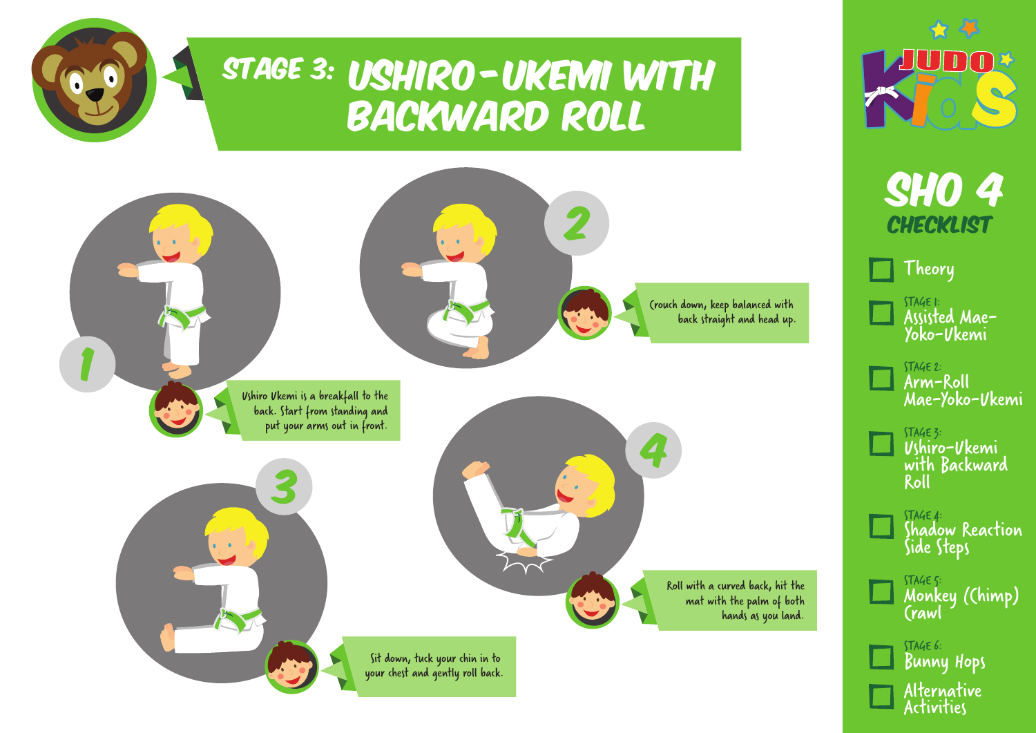# STAGE 3: USHIRO-UKEMI WITH BACKWARD ROLL

**1**

Ushiro Ukemi is a breakfall to the back. Start from standing and put your arms out in front.

**2**

Crouch down, keep balanced with back straight and head up.

**3**

Sit down, tuck your chin in to your chest and gently roll back.

**4**

Roll with a curved back, hit the mat with the palm of both hands as you land.

## JUDO Kids

## SHO 4 CHECKLIST

- ☐ Theory
- ☐ STAGE 1: Assisted Mae-Yoko-Ukemi
- ☐ STAGE 2: Arm-Roll Mae-Yoko-Ukemi
- ☐ STAGE 3: Ushiro-Ukemi with Backward Roll
- ☐ STAGE 4: Shadow Reaction Side Steps
- ☐ STAGE 5: Monkey (Chimp) Crawl
- ☐ STAGE 6: Bunny Hops
- ☐ Alternative Activities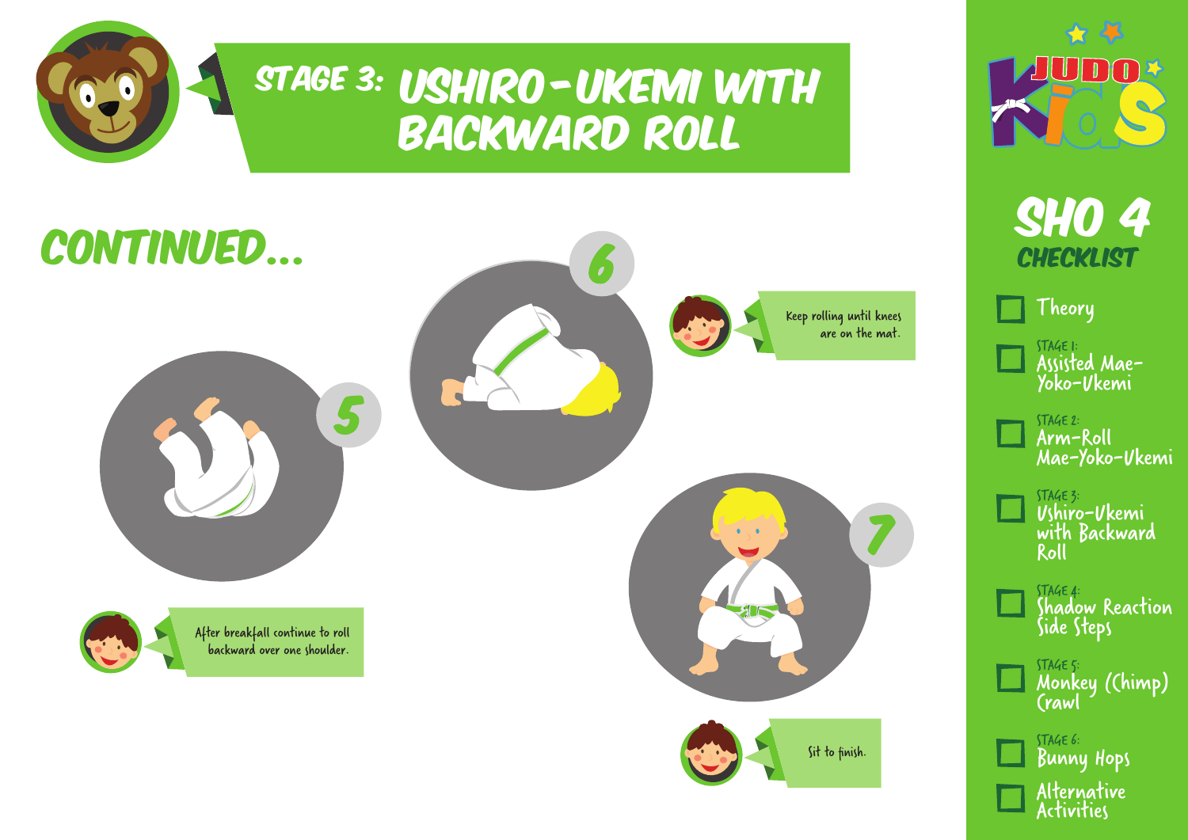# STAGE 3: USHIRO-UKEMI WITH BACKWARD ROLL

## CONTINUED...

5

After breakfall continue to roll backward over one shoulder.

6

Keep rolling until knees are on the mat.

7

Sit to finish.

## SHO 4 CHECKLIST

- [ ] Theory
- [ ] STAGE 1: Assisted Mae-Yoko-Ukemi
- [ ] STAGE 2: Arm-Roll Mae-Yoko-Ukemi
- [ ] STAGE 3: Ushiro-Ukemi with Backward Roll
- [ ] STAGE 4: Shadow Reaction Side Steps
- [ ] STAGE 5: Monkey (Chimp) Crawl
- [ ] STAGE 6: Bunny Hops
- [ ] Alternative Activities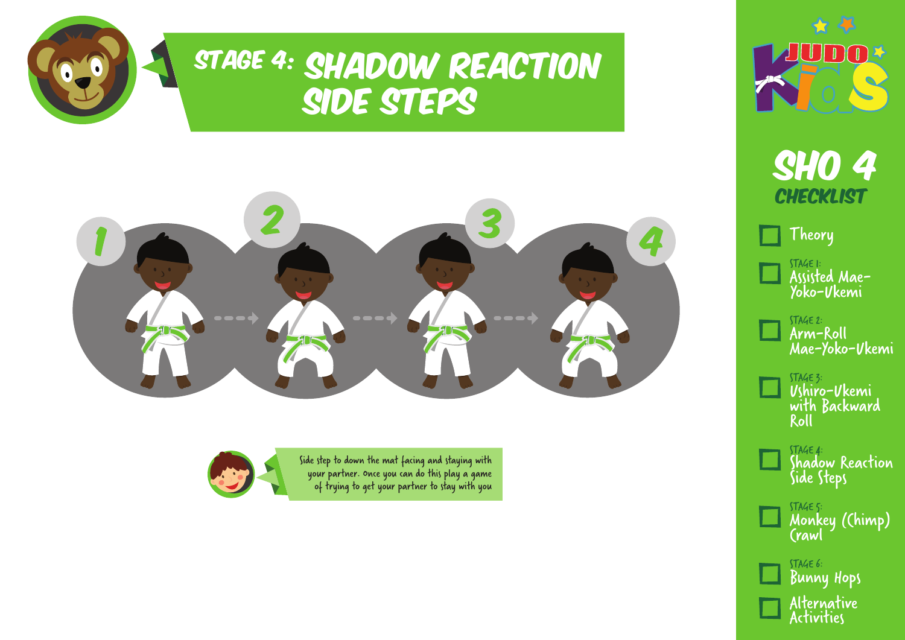# STAGE 4: SHADOW REACTION SIDE STEPS

1 2 3 4

Side step to down the mat facing and staying with your partner. Once you can do this play a game of trying to get your partner to stay with you

JUDO Kids

## SHO 4 CHECKLIST

- [ ] Theory
- [ ] STAGE 1: Assisted Mae-Yoko-Ukemi
- [ ] STAGE 2: Arm-Roll Mae-Yoko-Ukemi
- [ ] STAGE 3: Ushiro-Ukemi with Backward Roll
- [ ] STAGE 4: Shadow Reaction Side Steps
- [ ] STAGE 5: Monkey (Chimp) Crawl
- [ ] STAGE 6: Bunny Hops
- [ ] Alternative Activities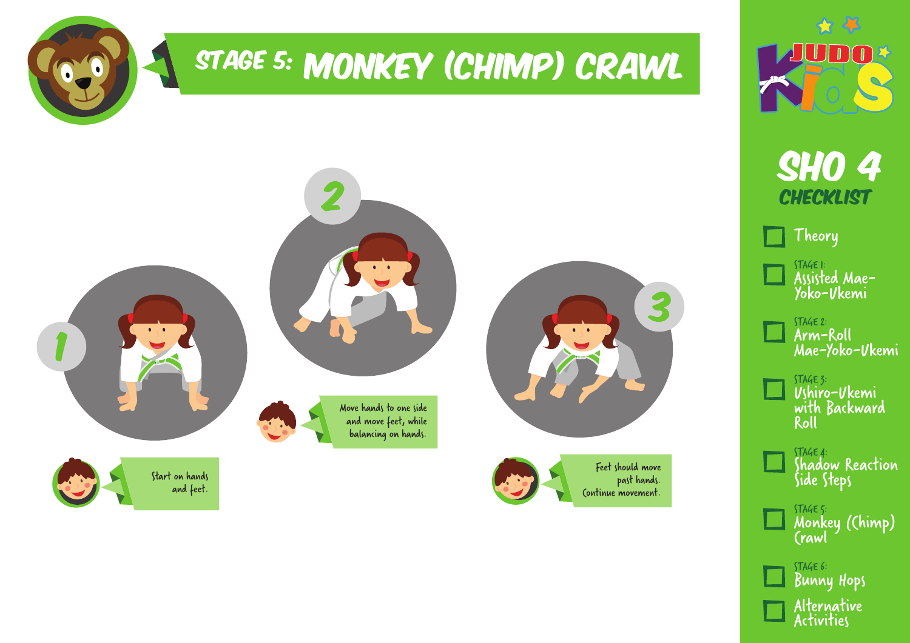# STAGE 5: MONKEY (CHIMP) CRAWL

1. Start on hands and feet.

2. Move hands to one side and move feet, while balancing on hands.

3. Feet should move past hands. Continue movement.

JUDO Kids

## SHO 4 CHECKLIST

- [ ] Theory
- [ ] STAGE 1: Assisted Mae-Yoko-Ukemi
- [ ] STAGE 2: Arm-Roll Mae-Yoko-Ukemi
- [ ] STAGE 3: Ushiro-Ukemi with Backward Roll
- [ ] STAGE 4: Shadow Reaction Side Steps
- [ ] STAGE 5: Monkey (Chimp) Crawl
- [ ] STAGE 6: Bunny Hops
- [ ] Alternative Activities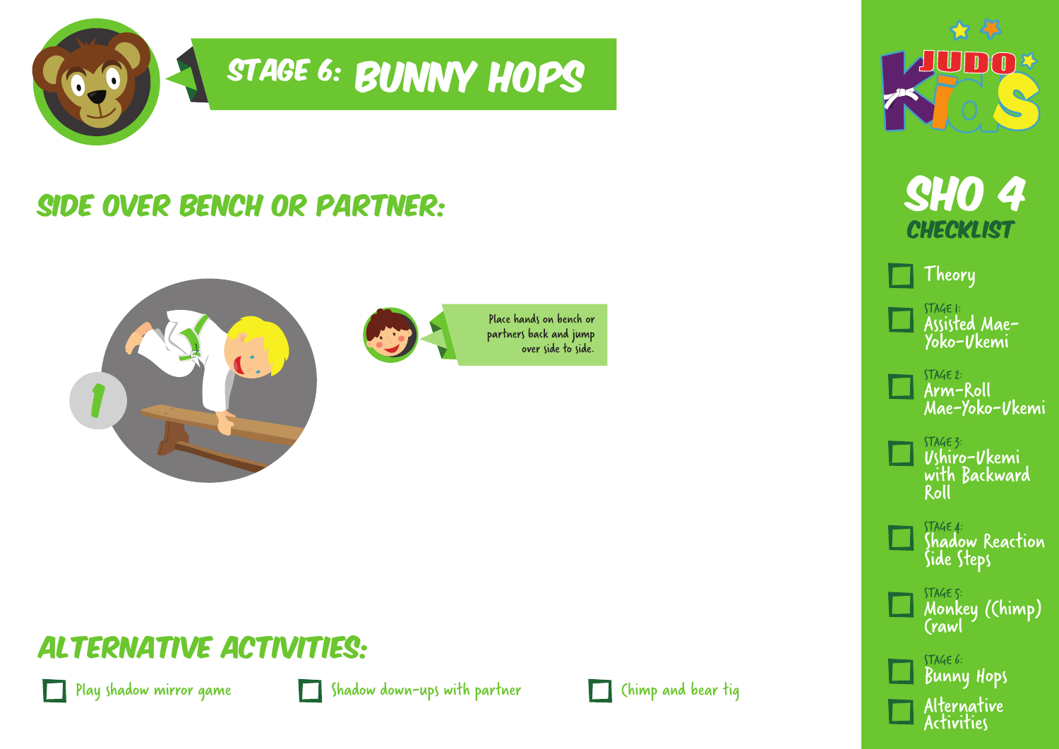# STAGE 6: BUNNY HOPS

## SIDE OVER BENCH OR PARTNER:

1

Place hands on bench or partners back and jump over side to side.

## ALTERNATIVE ACTIVITIES:

- [ ] Play shadow mirror game
- [ ] Shadow down-ups with partner
- [ ] Chimp and bear tig

JUDO Kids

## SHO 4 CHECKLIST

- [ ] Theory
- [ ] STAGE 1: Assisted Mae-Yoko-Ukemi
- [ ] STAGE 2: Arm-Roll Mae-Yoko-Ukemi
- [ ] STAGE 3: Ushiro-Ukemi with Backward Roll
- [ ] STAGE 4: Shadow Reaction Side Steps
- [ ] STAGE 5: Monkey (Chimp) Crawl
- [ ] STAGE 6: Bunny Hops
- [ ] Alternative Activities